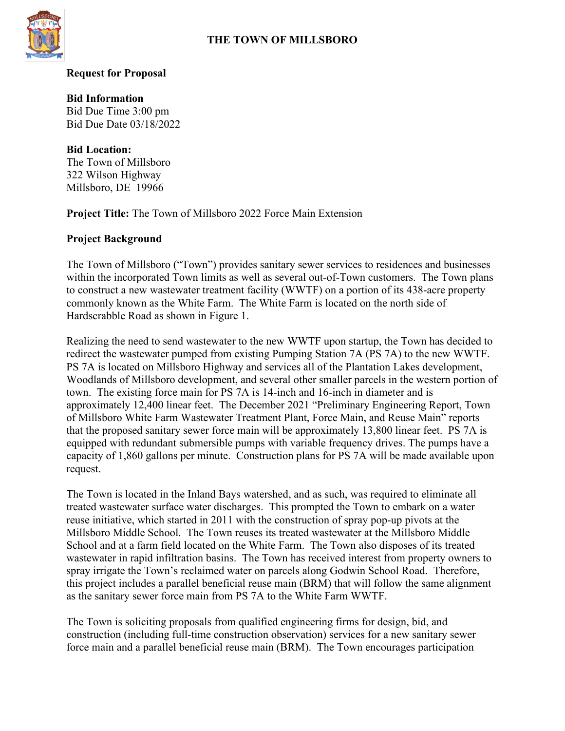# THE TOWN OF MILLSBORO

**Request for Proposal**

**Bid Information**
Bid Due Time 3:00 pm
Bid Due Date 03/18/2022

**Bid Location:**
The Town of Millsboro
322 Wilson Highway
Millsboro, DE 19966

**Project Title:** The Town of Millsboro 2022 Force Main Extension

## Project Background

The Town of Millsboro ("Town") provides sanitary sewer services to residences and businesses within the incorporated Town limits as well as several out-of-Town customers. The Town plans to construct a new wastewater treatment facility (WWTF) on a portion of its 438-acre property commonly known as the White Farm. The White Farm is located on the north side of Hardscrabble Road as shown in Figure 1.

Realizing the need to send wastewater to the new WWTF upon startup, the Town has decided to redirect the wastewater pumped from existing Pumping Station 7A (PS 7A) to the new WWTF. PS 7A is located on Millsboro Highway and services all of the Plantation Lakes development, Woodlands of Millsboro development, and several other smaller parcels in the western portion of town. The existing force main for PS 7A is 14-inch and 16-inch in diameter and is approximately 12,400 linear feet. The December 2021 "Preliminary Engineering Report, Town of Millsboro White Farm Wastewater Treatment Plant, Force Main, and Reuse Main" reports that the proposed sanitary sewer force main will be approximately 13,800 linear feet. PS 7A is equipped with redundant submersible pumps with variable frequency drives. The pumps have a capacity of 1,860 gallons per minute. Construction plans for PS 7A will be made available upon request.

The Town is located in the Inland Bays watershed, and as such, was required to eliminate all treated wastewater surface water discharges. This prompted the Town to embark on a water reuse initiative, which started in 2011 with the construction of spray pop-up pivots at the Millsboro Middle School. The Town reuses its treated wastewater at the Millsboro Middle School and at a farm field located on the White Farm. The Town also disposes of its treated wastewater in rapid infiltration basins. The Town has received interest from property owners to spray irrigate the Town's reclaimed water on parcels along Godwin School Road. Therefore, this project includes a parallel beneficial reuse main (BRM) that will follow the same alignment as the sanitary sewer force main from PS 7A to the White Farm WWTF.

The Town is soliciting proposals from qualified engineering firms for design, bid, and construction (including full-time construction observation) services for a new sanitary sewer force main and a parallel beneficial reuse main (BRM). The Town encourages participation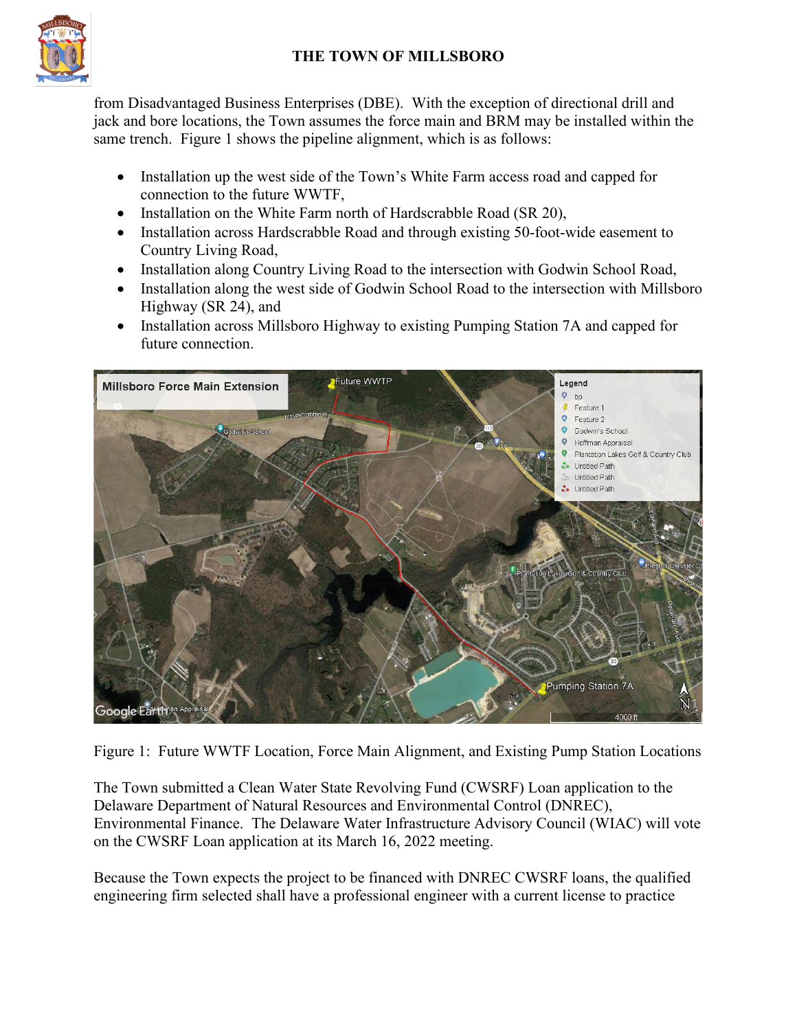from Disadvantaged Business Enterprises (DBE). With the exception of directional drill and jack and bore locations, the Town assumes the force main and BRM may be installed within the same trench. Figure 1 shows the pipeline alignment, which is as follows:

- Installation up the west side of the Town's White Farm access road and capped for connection to the future WWTF,
- Installation on the White Farm north of Hardscrabble Road (SR 20),
- Installation across Hardscrabble Road and through existing 50-foot-wide easement to Country Living Road,
- Installation along Country Living Road to the intersection with Godwin School Road,
- Installation along the west side of Godwin School Road to the intersection with Millsboro Highway (SR 24), and
- Installation across Millsboro Highway to existing Pumping Station 7A and capped for future connection.

Figure 1: Future WWTF Location, Force Main Alignment, and Existing Pump Station Locations

The Town submitted a Clean Water State Revolving Fund (CWSRF) Loan application to the Delaware Department of Natural Resources and Environmental Control (DNREC), Environmental Finance. The Delaware Water Infrastructure Advisory Council (WIAC) will vote on the CWSRF Loan application at its March 16, 2022 meeting.

Because the Town expects the project to be financed with DNREC CWSRF loans, the qualified engineering firm selected shall have a professional engineer with a current license to practice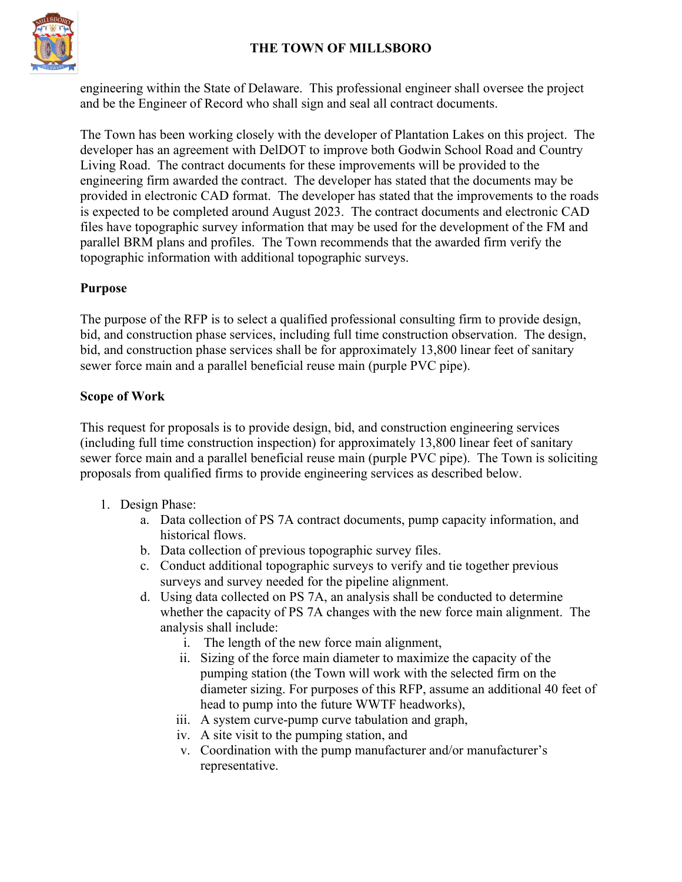engineering within the State of Delaware. This professional engineer shall oversee the project and be the Engineer of Record who shall sign and seal all contract documents.

The Town has been working closely with the developer of Plantation Lakes on this project. The developer has an agreement with DelDOT to improve both Godwin School Road and Country Living Road. The contract documents for these improvements will be provided to the engineering firm awarded the contract. The developer has stated that the documents may be provided in electronic CAD format. The developer has stated that the improvements to the roads is expected to be completed around August 2023. The contract documents and electronic CAD files have topographic survey information that may be used for the development of the FM and parallel BRM plans and profiles. The Town recommends that the awarded firm verify the topographic information with additional topographic surveys.

**Purpose**

The purpose of the RFP is to select a qualified professional consulting firm to provide design, bid, and construction phase services, including full time construction observation. The design, bid, and construction phase services shall be for approximately 13,800 linear feet of sanitary sewer force main and a parallel beneficial reuse main (purple PVC pipe).

**Scope of Work**

This request for proposals is to provide design, bid, and construction engineering services (including full time construction inspection) for approximately 13,800 linear feet of sanitary sewer force main and a parallel beneficial reuse main (purple PVC pipe). The Town is soliciting proposals from qualified firms to provide engineering services as described below.

1. Design Phase:
    a. Data collection of PS 7A contract documents, pump capacity information, and historical flows.
    b. Data collection of previous topographic survey files.
    c. Conduct additional topographic surveys to verify and tie together previous surveys and survey needed for the pipeline alignment.
    d. Using data collected on PS 7A, an analysis shall be conducted to determine whether the capacity of PS 7A changes with the new force main alignment. The analysis shall include:
        i. The length of the new force main alignment,
        ii. Sizing of the force main diameter to maximize the capacity of the pumping station (the Town will work with the selected firm on the diameter sizing. For purposes of this RFP, assume an additional 40 feet of head to pump into the future WWTF headworks),
        iii. A system curve-pump curve tabulation and graph,
        iv. A site visit to the pumping station, and
        v. Coordination with the pump manufacturer and/or manufacturer's representative.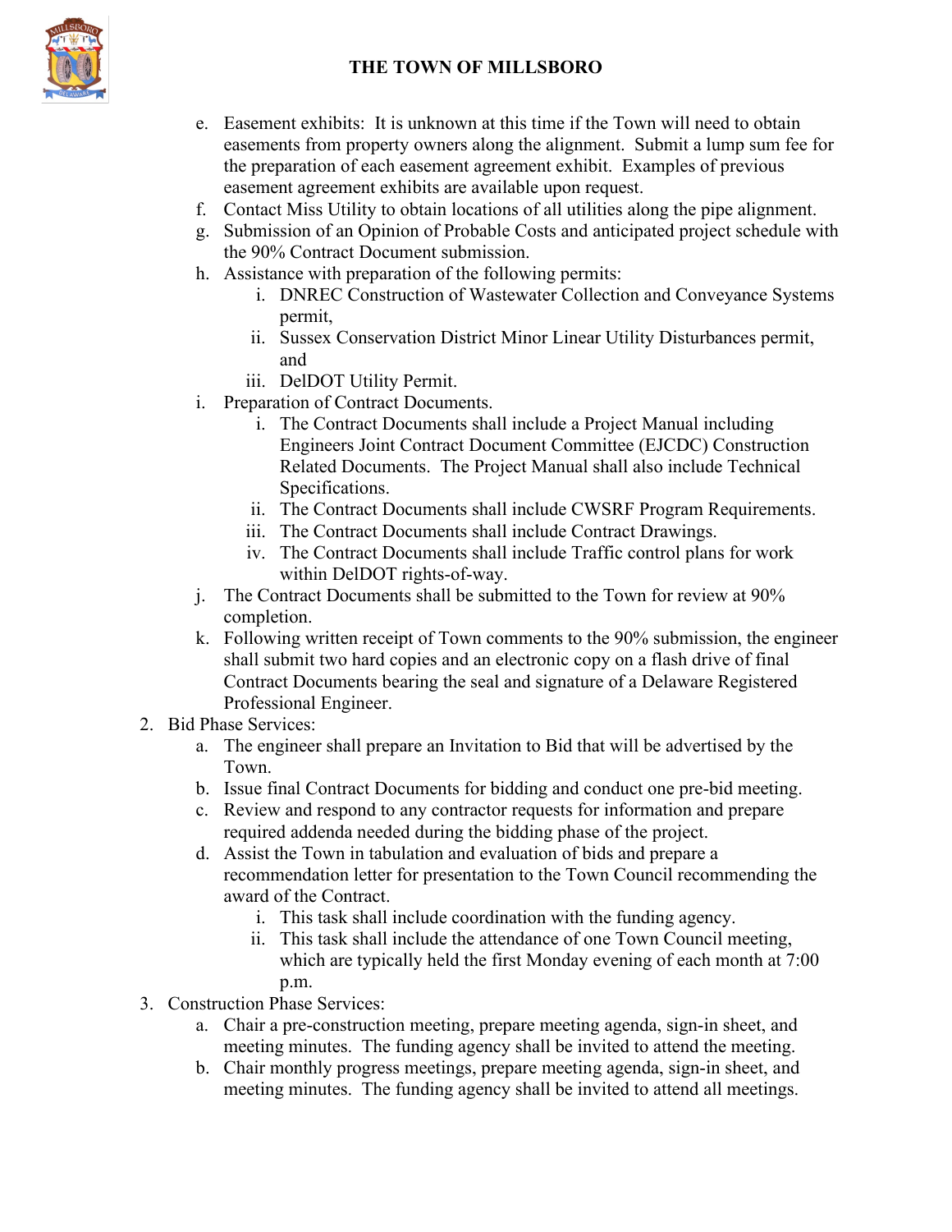e. Easement exhibits: It is unknown at this time if the Town will need to obtain easements from property owners along the alignment. Submit a lump sum fee for the preparation of each easement agreement exhibit. Examples of previous easement agreement exhibits are available upon request.
f. Contact Miss Utility to obtain locations of all utilities along the pipe alignment.
g. Submission of an Opinion of Probable Costs and anticipated project schedule with the 90% Contract Document submission.
h. Assistance with preparation of the following permits:
    i. DNREC Construction of Wastewater Collection and Conveyance Systems permit,
    ii. Sussex Conservation District Minor Linear Utility Disturbances permit, and
    iii. DelDOT Utility Permit.
i. Preparation of Contract Documents.
    i. The Contract Documents shall include a Project Manual including Engineers Joint Contract Document Committee (EJCDC) Construction Related Documents. The Project Manual shall also include Technical Specifications.
    ii. The Contract Documents shall include CWSRF Program Requirements.
    iii. The Contract Documents shall include Contract Drawings.
    iv. The Contract Documents shall include Traffic control plans for work within DelDOT rights-of-way.
j. The Contract Documents shall be submitted to the Town for review at 90% completion.
k. Following written receipt of Town comments to the 90% submission, the engineer shall submit two hard copies and an electronic copy on a flash drive of final Contract Documents bearing the seal and signature of a Delaware Registered Professional Engineer.

2. Bid Phase Services:
    a. The engineer shall prepare an Invitation to Bid that will be advertised by the Town.
    b. Issue final Contract Documents for bidding and conduct one pre-bid meeting.
    c. Review and respond to any contractor requests for information and prepare required addenda needed during the bidding phase of the project.
    d. Assist the Town in tabulation and evaluation of bids and prepare a recommendation letter for presentation to the Town Council recommending the award of the Contract.
        i. This task shall include coordination with the funding agency.
        ii. This task shall include the attendance of one Town Council meeting, which are typically held the first Monday evening of each month at 7:00 p.m.
3. Construction Phase Services:
    a. Chair a pre-construction meeting, prepare meeting agenda, sign-in sheet, and meeting minutes. The funding agency shall be invited to attend the meeting.
    b. Chair monthly progress meetings, prepare meeting agenda, sign-in sheet, and meeting minutes. The funding agency shall be invited to attend all meetings.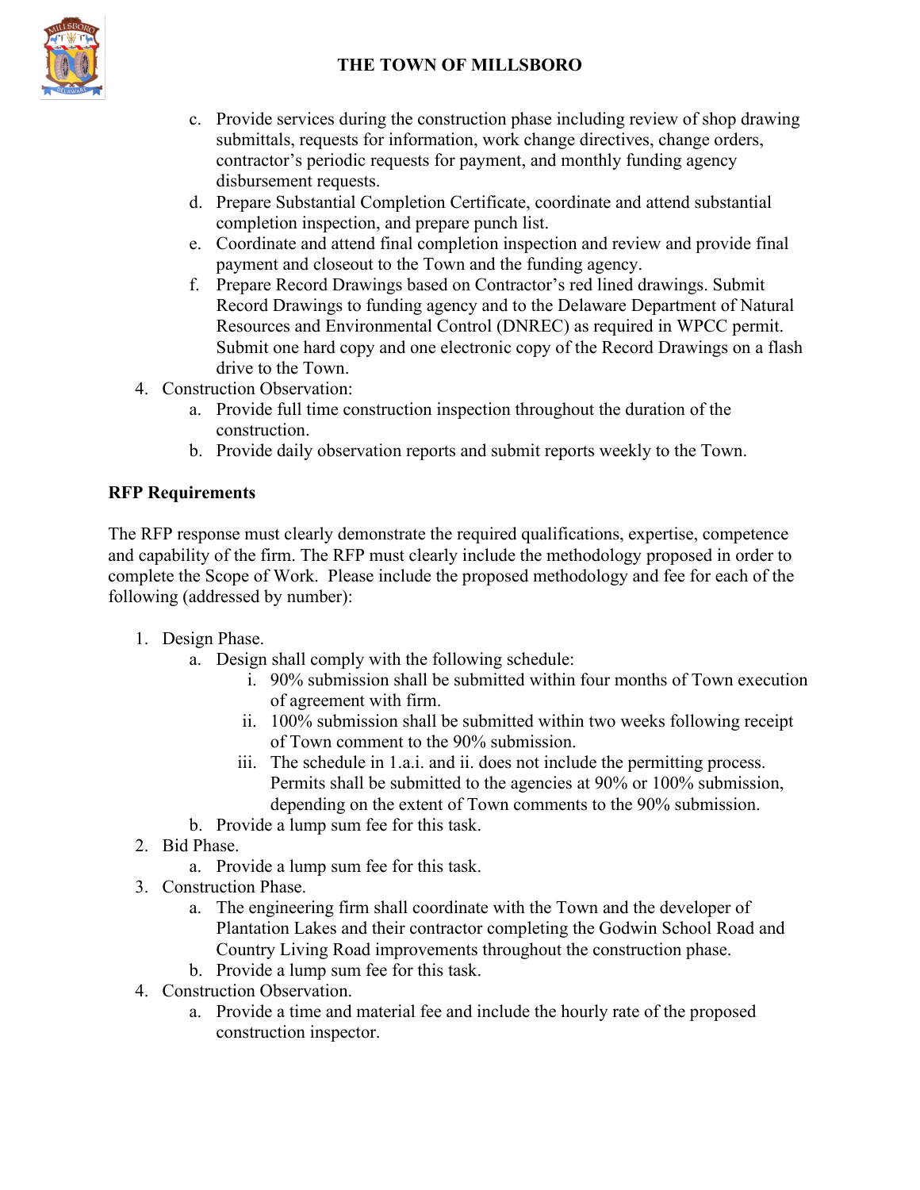c. Provide services during the construction phase including review of shop drawing submittals, requests for information, work change directives, change orders, contractor's periodic requests for payment, and monthly funding agency disbursement requests.
d. Prepare Substantial Completion Certificate, coordinate and attend substantial completion inspection, and prepare punch list.
e. Coordinate and attend final completion inspection and review and provide final payment and closeout to the Town and the funding agency.
f. Prepare Record Drawings based on Contractor's red lined drawings. Submit Record Drawings to funding agency and to the Delaware Department of Natural Resources and Environmental Control (DNREC) as required in WPCC permit. Submit one hard copy and one electronic copy of the Record Drawings on a flash drive to the Town.

4. Construction Observation:
   a. Provide full time construction inspection throughout the duration of the construction.
   b. Provide daily observation reports and submit reports weekly to the Town.

**RFP Requirements**

The RFP response must clearly demonstrate the required qualifications, expertise, competence and capability of the firm. The RFP must clearly include the methodology proposed in order to complete the Scope of Work. Please include the proposed methodology and fee for each of the following (addressed by number):

1. Design Phase.
   a. Design shall comply with the following schedule:
      i. 90% submission shall be submitted within four months of Town execution of agreement with firm.
      ii. 100% submission shall be submitted within two weeks following receipt of Town comment to the 90% submission.
      iii. The schedule in 1.a.i. and ii. does not include the permitting process. Permits shall be submitted to the agencies at 90% or 100% submission, depending on the extent of Town comments to the 90% submission.
   b. Provide a lump sum fee for this task.
2. Bid Phase.
   a. Provide a lump sum fee for this task.
3. Construction Phase.
   a. The engineering firm shall coordinate with the Town and the developer of Plantation Lakes and their contractor completing the Godwin School Road and Country Living Road improvements throughout the construction phase.
   b. Provide a lump sum fee for this task.
4. Construction Observation.
   a. Provide a time and material fee and include the hourly rate of the proposed construction inspector.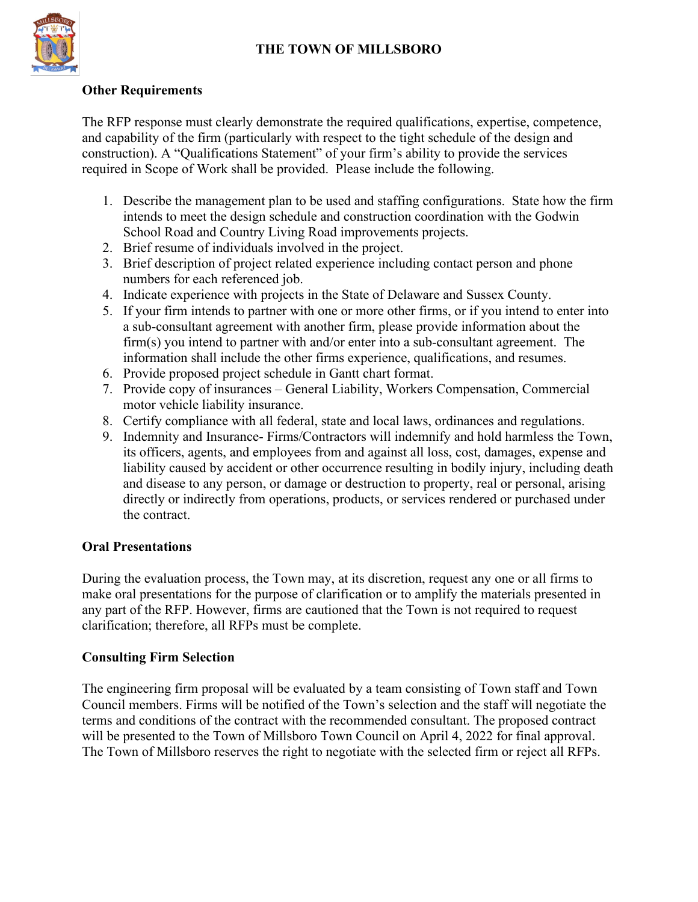# THE TOWN OF MILLSBORO

## Other Requirements

The RFP response must clearly demonstrate the required qualifications, expertise, competence, and capability of the firm (particularly with respect to the tight schedule of the design and construction). A "Qualifications Statement" of your firm's ability to provide the services required in Scope of Work shall be provided. Please include the following.

1. Describe the management plan to be used and staffing configurations. State how the firm intends to meet the design schedule and construction coordination with the Godwin School Road and Country Living Road improvements projects.
2. Brief resume of individuals involved in the project.
3. Brief description of project related experience including contact person and phone numbers for each referenced job.
4. Indicate experience with projects in the State of Delaware and Sussex County.
5. If your firm intends to partner with one or more other firms, or if you intend to enter into a sub-consultant agreement with another firm, please provide information about the firm(s) you intend to partner with and/or enter into a sub-consultant agreement. The information shall include the other firms experience, qualifications, and resumes.
6. Provide proposed project schedule in Gantt chart format.
7. Provide copy of insurances – General Liability, Workers Compensation, Commercial motor vehicle liability insurance.
8. Certify compliance with all federal, state and local laws, ordinances and regulations.
9. Indemnity and Insurance- Firms/Contractors will indemnify and hold harmless the Town, its officers, agents, and employees from and against all loss, cost, damages, expense and liability caused by accident or other occurrence resulting in bodily injury, including death and disease to any person, or damage or destruction to property, real or personal, arising directly or indirectly from operations, products, or services rendered or purchased under the contract.

## Oral Presentations

During the evaluation process, the Town may, at its discretion, request any one or all firms to make oral presentations for the purpose of clarification or to amplify the materials presented in any part of the RFP. However, firms are cautioned that the Town is not required to request clarification; therefore, all RFPs must be complete.

## Consulting Firm Selection

The engineering firm proposal will be evaluated by a team consisting of Town staff and Town Council members. Firms will be notified of the Town's selection and the staff will negotiate the terms and conditions of the contract with the recommended consultant. The proposed contract will be presented to the Town of Millsboro Town Council on April 4, 2022 for final approval. The Town of Millsboro reserves the right to negotiate with the selected firm or reject all RFPs.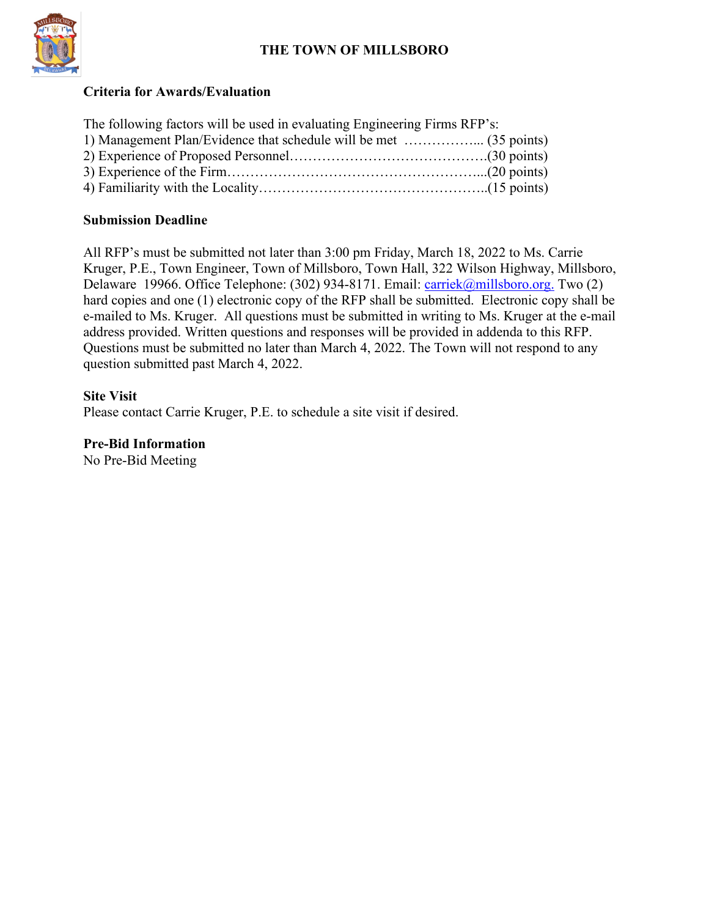THE TOWN OF MILLSBORO

**Criteria for Awards/Evaluation**

The following factors will be used in evaluating Engineering Firms RFP's:
1) Management Plan/Evidence that schedule will be met …………….. (35 points)
2) Experience of Proposed Personnel…………………………………….(30 points)
3) Experience of the Firm…………………………………………….....(20 points)
4) Familiarity with the Locality…………………………………………..(15 points)

**Submission Deadline**

All RFP's must be submitted not later than 3:00 pm Friday, March 18, 2022 to Ms. Carrie Kruger, P.E., Town Engineer, Town of Millsboro, Town Hall, 322 Wilson Highway, Millsboro, Delaware 19966. Office Telephone: (302) 934-8171. Email: carriek@millsboro.org. Two (2) hard copies and one (1) electronic copy of the RFP shall be submitted. Electronic copy shall be e-mailed to Ms. Kruger. All questions must be submitted in writing to Ms. Kruger at the e-mail address provided. Written questions and responses will be provided in addenda to this RFP. Questions must be submitted no later than March 4, 2022. The Town will not respond to any question submitted past March 4, 2022.

**Site Visit**
Please contact Carrie Kruger, P.E. to schedule a site visit if desired.

**Pre-Bid Information**
No Pre-Bid Meeting